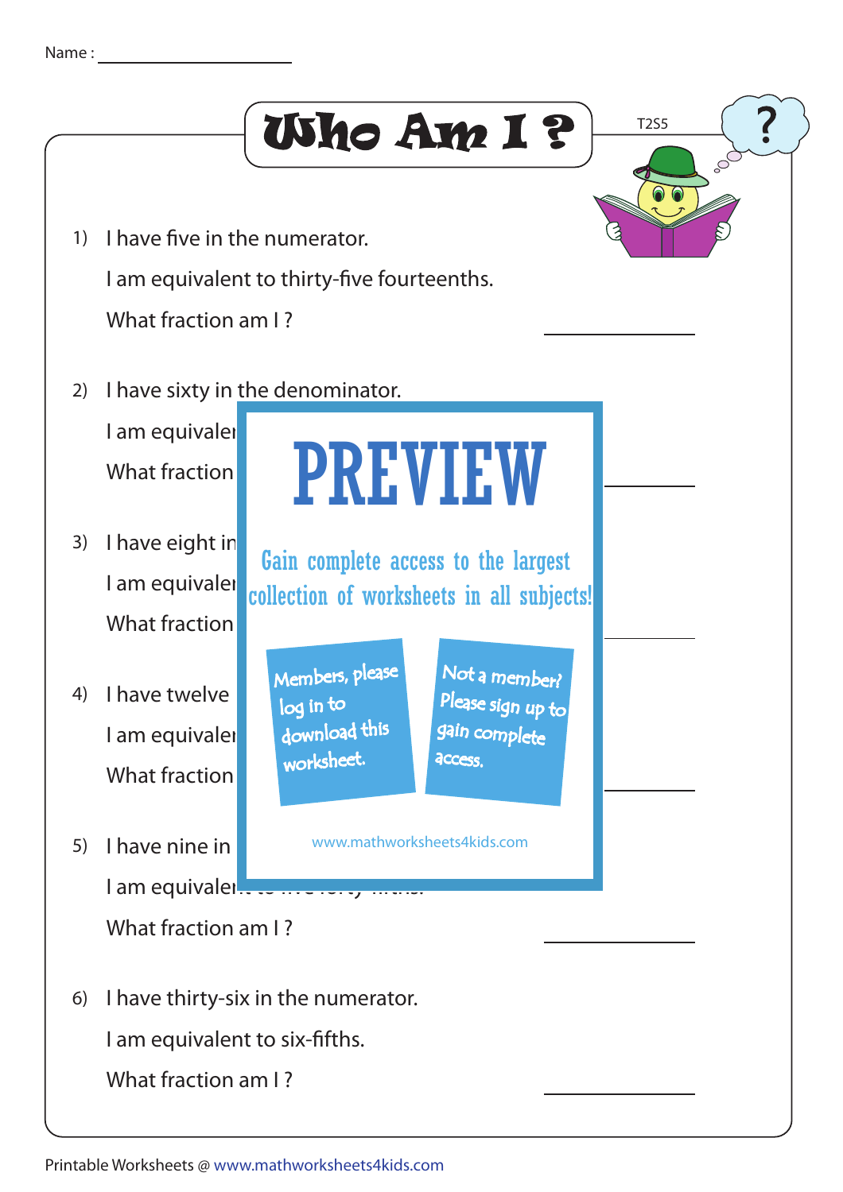Name : ____________________

# Who Am I ?

T2S5

1) I have five in the numerator.

   I am equivalent to thirty-five fourteenths.

   What fraction am I ? ____________

2) I have sixty in the denominator.

   I am equivale

   What fraction ____________

3) I have eight in

   I am equivale

   What fraction ____________

4) I have twelve

   I am equivale

   What fraction ____________

5) I have nine in

   I am equivale

   What fraction am I ? ____________

6) I have thirty-six in the numerator.

   I am equivalent to six-fifths.

   What fraction am I ? ____________

PREVIEW

Gain complete access to the largest collection of worksheets in all subjects!

Members, please log in to download this worksheet.

Not a member? Please sign up to gain complete access.

www.mathworksheets4kids.com

Printable Worksheets @ www.mathworksheets4kids.com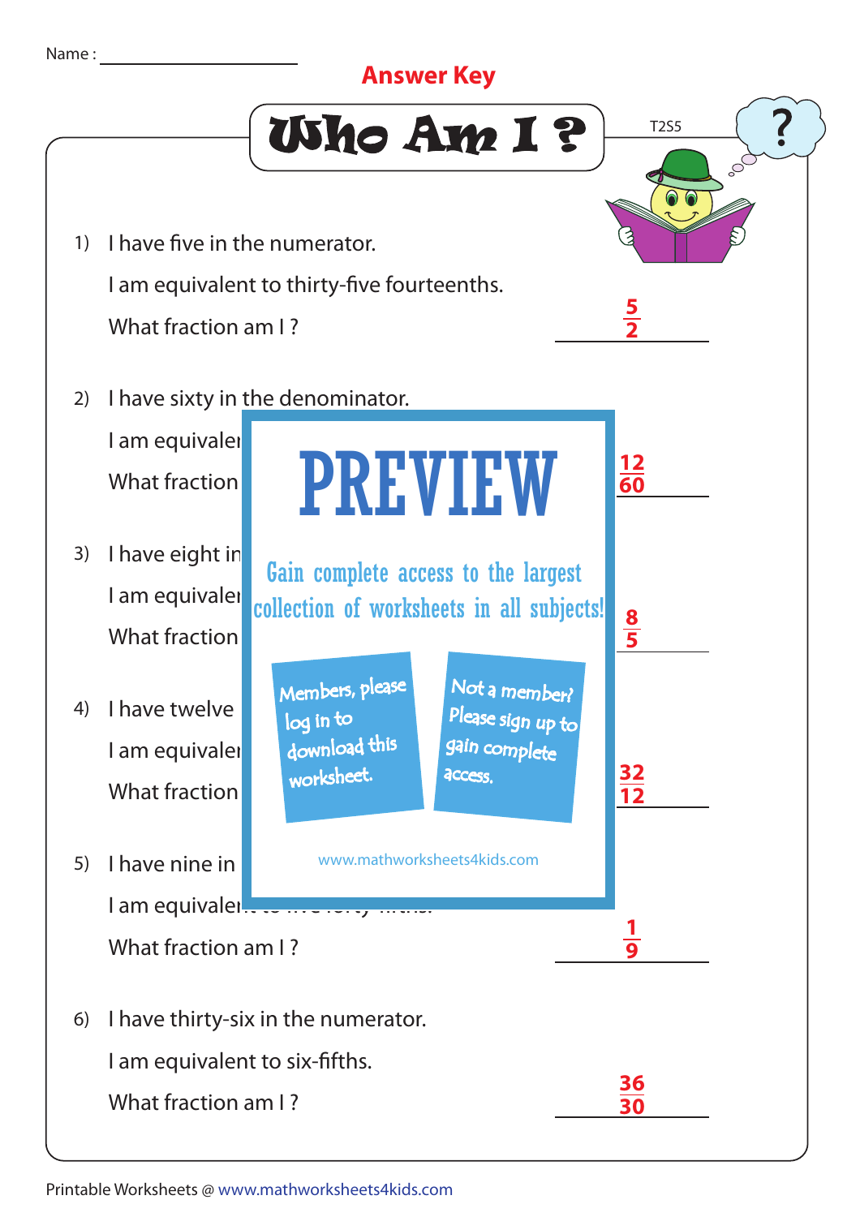Name : ____________________

**Answer Key**

# Who Am I ?

T2S5

1) I have five in the numerator.

   I am equivalent to thirty-five fourteenths.

   What fraction am I ? $\frac{5}{2}$

2) I have sixty in the denominator.

   I am equivaler

   What fraction $\frac{12}{60}$

3) I have eight ir

   I am equivaler

   What fraction $\frac{8}{5}$

4) I have twelve

   I am equivaler

   What fraction $\frac{32}{12}$

5) I have nine in

   I am equivaler

   What fraction am I ? $\frac{1}{9}$

6) I have thirty-six in the numerator.

   I am equivalent to six-fifths.

   What fraction am I ? $\frac{36}{30}$

PREVIEW

Gain complete access to the largest collection of worksheets in all subjects!

Members, please log in to download this worksheet.

Not a member? Please sign up to gain complete access.

www.mathworksheets4kids.com

Printable Worksheets @ www.mathworksheets4kids.com